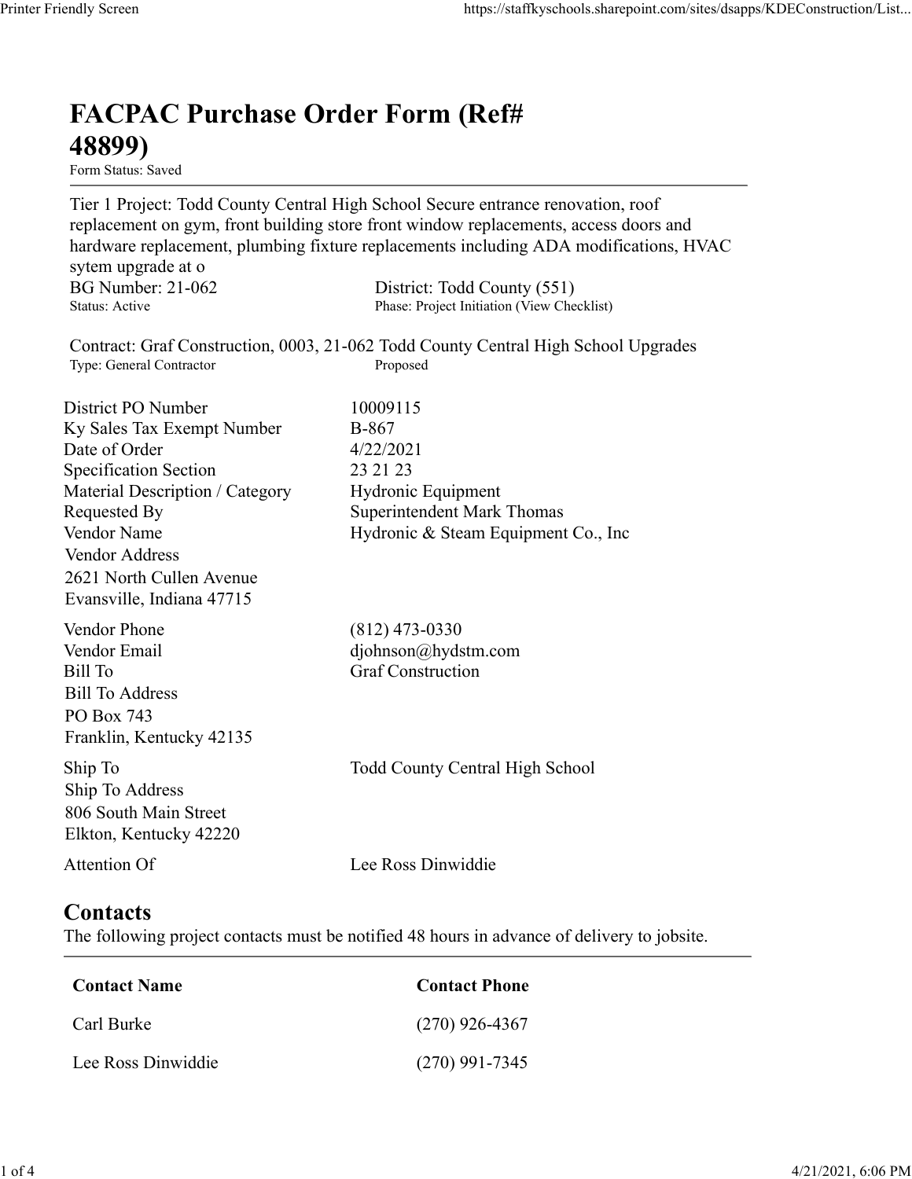# FACPAC Purchase Order Form (Ref# 48899)

Form Status: Saved

Tier 1 Project: Todd County Central High School Secure entrance renovation, roof replacement on gym, front building store front window replacements, access doors and hardware replacement, plumbing fixture replacements including ADA modifications, HVAC sytem upgrade at o

BG Number: 21-062
Status: Active

District: Todd County (551)
Phase: Project Initiation (View Checklist)

Contract: Graf Construction, 0003, 21-062 Todd County Central High School Upgrades
Type: General Contractor
Proposed

| | |
|---|---|
| District PO Number | 10009115 |
| Ky Sales Tax Exempt Number | B-867 |
| Date of Order | 4/22/2021 |
| Specification Section | 23 21 23 |
| Material Description / Category | Hydronic Equipment |
| Requested By | Superintendent Mark Thomas |
| Vendor Name | Hydronic & Steam Equipment Co., Inc |

Vendor Address
2621 North Cullen Avenue
Evansville, Indiana 47715

| | |
|---|---|
| Vendor Phone | (812) 473-0330 |
| Vendor Email | djohnson@hydstm.com |
| Bill To | Graf Construction |

Bill To Address
PO Box 743
Franklin, Kentucky 42135

| | |
|---|---|
| Ship To | Todd County Central High School |

Ship To Address
806 South Main Street
Elkton, Kentucky 42220

| | |
|---|---|
| Attention Of | Lee Ross Dinwiddie |

## Contacts

The following project contacts must be notified 48 hours in advance of delivery to jobsite.

| Contact Name | Contact Phone |
|---|---|
| Carl Burke | (270) 926-4367 |
| Lee Ross Dinwiddie | (270) 991-7345 |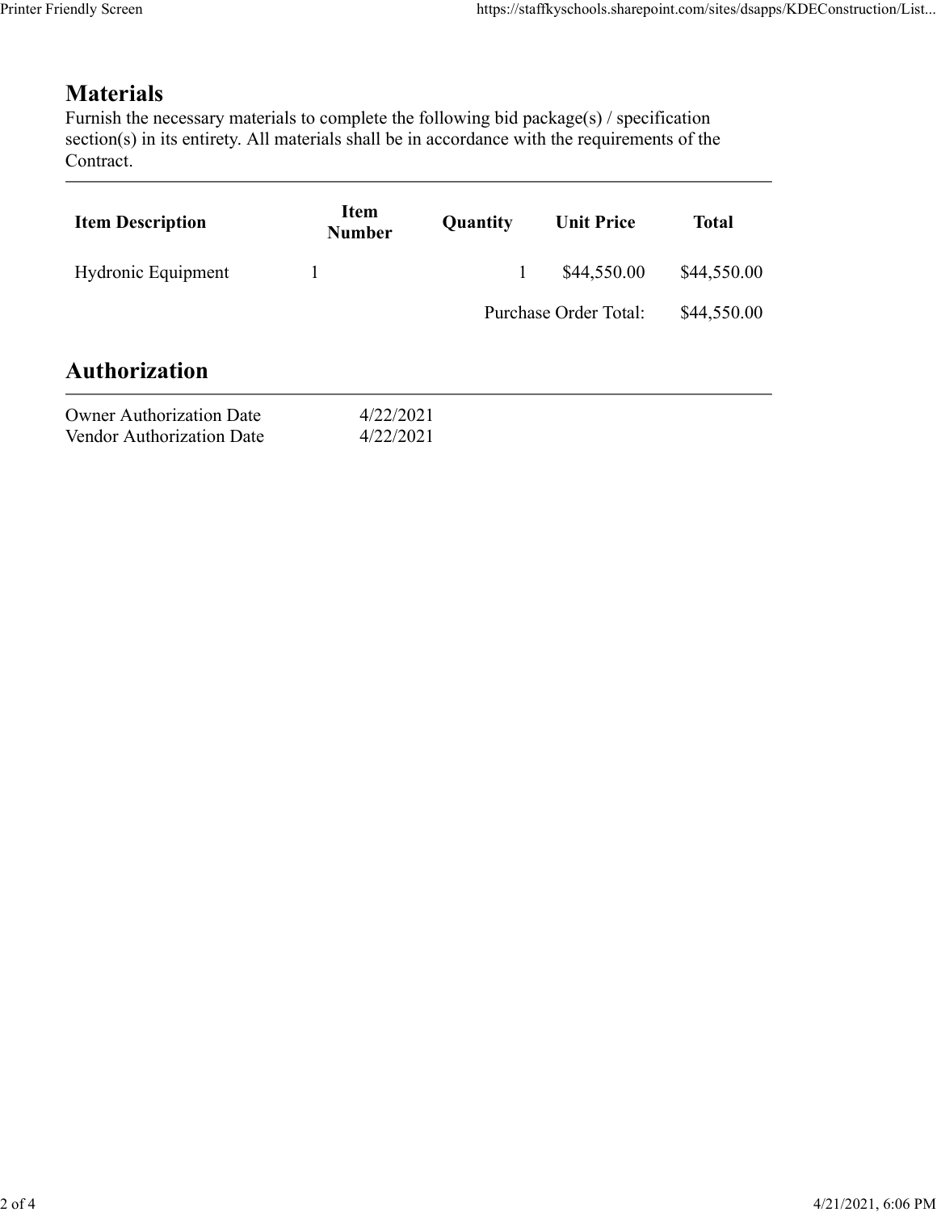## Materials

Furnish the necessary materials to complete the following bid package(s) / specification section(s) in its entirety. All materials shall be in accordance with the requirements of the Contract.

| Item Description | Item Number | Quantity | Unit Price | Total |
|---|---|---|---|---|
| Hydronic Equipment | 1 | 1 | $44,550.00 | $44,550.00 |
| | | | Purchase Order Total: | $44,550.00 |

## Authorization

| | |
|---|---|
| Owner Authorization Date | 4/22/2021 |
| Vendor Authorization Date | 4/22/2021 |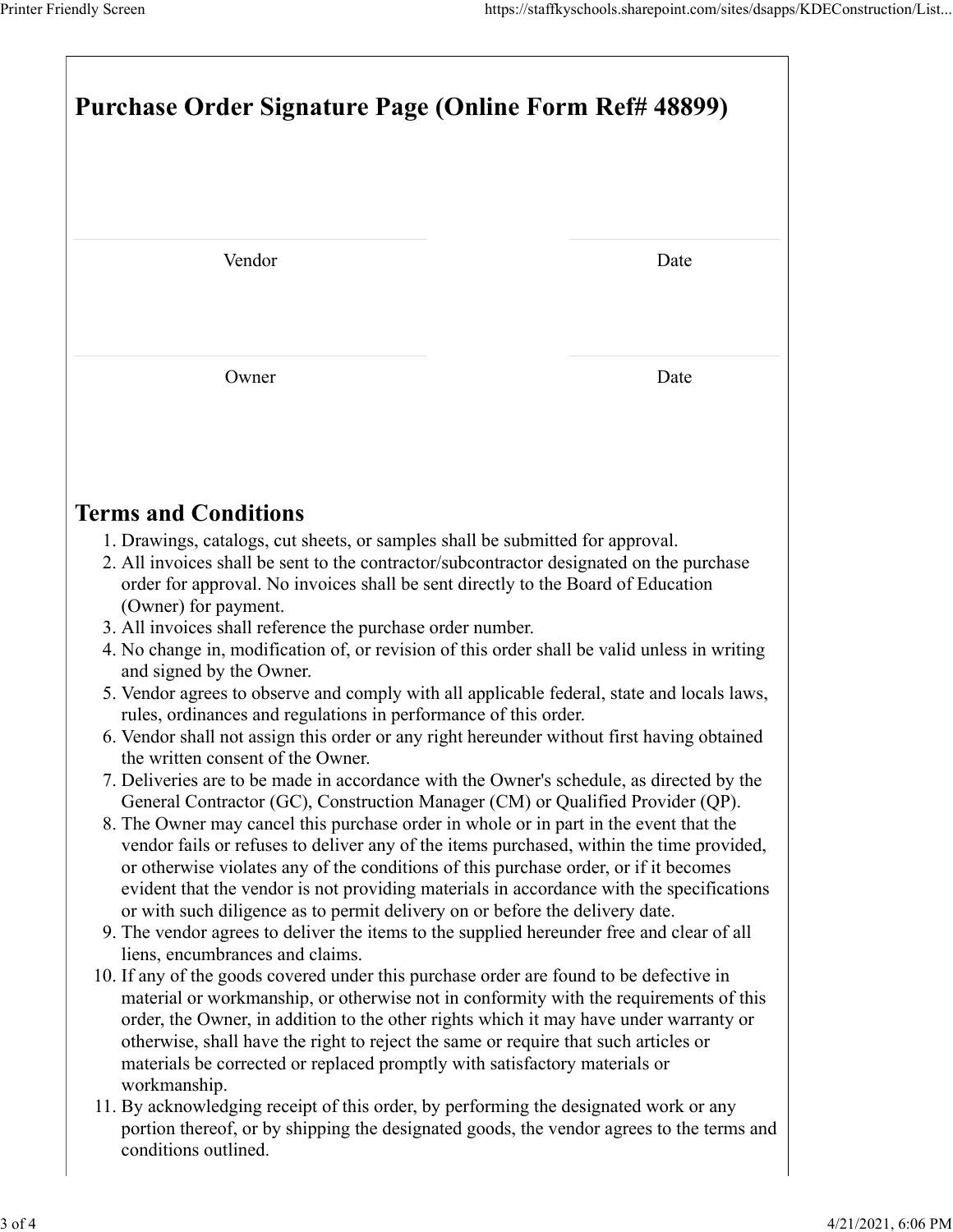# Purchase Order Signature Page (Online Form Ref# 48899)

| | |
|---|---|
| Vendor | Date |
| Owner | Date |

## Terms and Conditions

1. Drawings, catalogs, cut sheets, or samples shall be submitted for approval.
2. All invoices shall be sent to the contractor/subcontractor designated on the purchase order for approval. No invoices shall be sent directly to the Board of Education (Owner) for payment.
3. All invoices shall reference the purchase order number.
4. No change in, modification of, or revision of this order shall be valid unless in writing and signed by the Owner.
5. Vendor agrees to observe and comply with all applicable federal, state and locals laws, rules, ordinances and regulations in performance of this order.
6. Vendor shall not assign this order or any right hereunder without first having obtained the written consent of the Owner.
7. Deliveries are to be made in accordance with the Owner's schedule, as directed by the General Contractor (GC), Construction Manager (CM) or Qualified Provider (QP).
8. The Owner may cancel this purchase order in whole or in part in the event that the vendor fails or refuses to deliver any of the items purchased, within the time provided, or otherwise violates any of the conditions of this purchase order, or if it becomes evident that the vendor is not providing materials in accordance with the specifications or with such diligence as to permit delivery on or before the delivery date.
9. The vendor agrees to deliver the items to the supplied hereunder free and clear of all liens, encumbrances and claims.
10. If any of the goods covered under this purchase order are found to be defective in material or workmanship, or otherwise not in conformity with the requirements of this order, the Owner, in addition to the other rights which it may have under warranty or otherwise, shall have the right to reject the same or require that such articles or materials be corrected or replaced promptly with satisfactory materials or workmanship.
11. By acknowledging receipt of this order, by performing the designated work or any portion thereof, or by shipping the designated goods, the vendor agrees to the terms and conditions outlined.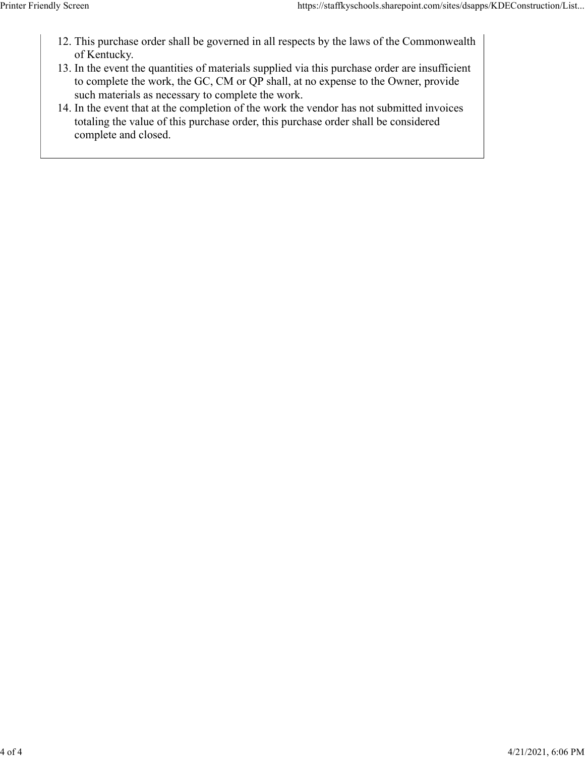12. This purchase order shall be governed in all respects by the laws of the Commonwealth of Kentucky.
13. In the event the quantities of materials supplied via this purchase order are insufficient to complete the work, the GC, CM or QP shall, at no expense to the Owner, provide such materials as necessary to complete the work.
14. In the event that at the completion of the work the vendor has not submitted invoices totaling the value of this purchase order, this purchase order shall be considered complete and closed.